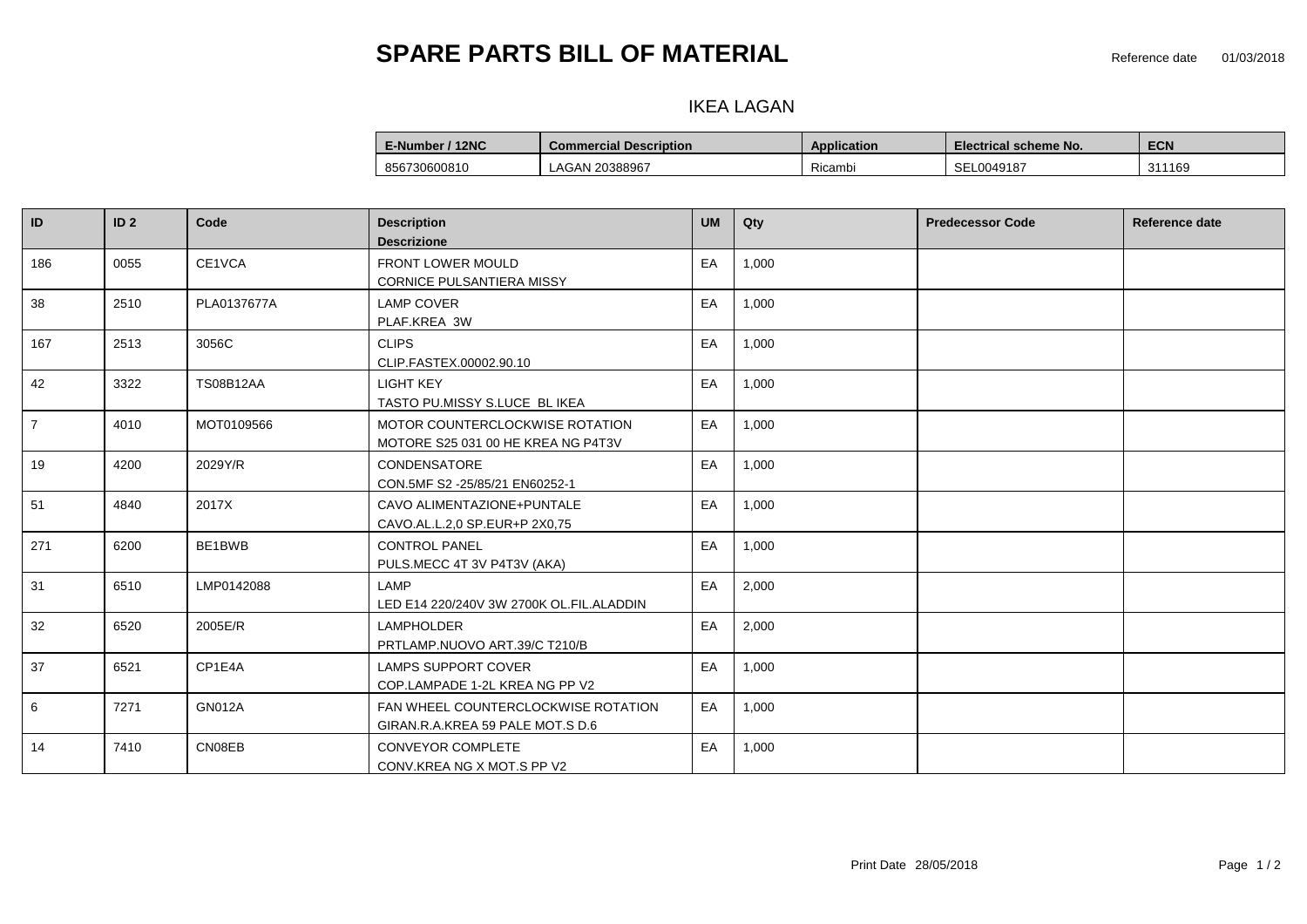# SPARE PARTS BILL OF MATERIAL

Reference date 01/03/2018

## IKEA LAGAN

| E-Number / 12NC | Commercial Description | Application | Electrical scheme No. | ECN |
|---|---|---|---|---|
| 856730600810 | LAGAN 20388967 | Ricambi | SEL0049187 | 311169 |

| ID | ID 2 | Code | Description<br>Descrizione | UM | Qty | Predecessor Code | Reference date |
|---|---|---|---|---|---|---|---|
| 186 | 0055 | CE1VCA | FRONT LOWER MOULD<br>CORNICE PULSANTIERA MISSY | EA | 1,000 | | |
| 38 | 2510 | PLA0137677A | LAMP COVER<br>PLAF.KREA 3W | EA | 1,000 | | |
| 167 | 2513 | 3056C | CLIPS<br>CLIP.FASTEX.00002.90.10 | EA | 1,000 | | |
| 42 | 3322 | TS08B12AA | LIGHT KEY<br>TASTO PU.MISSY S.LUCE BL IKEA | EA | 1,000 | | |
| 7 | 4010 | MOT0109566 | MOTOR COUNTERCLOCKWISE ROTATION<br>MOTORE S25 031 00 HE KREA NG P4T3V | EA | 1,000 | | |
| 19 | 4200 | 2029Y/R | CONDENSATORE<br>CON.5MF S2 -25/85/21 EN60252-1 | EA | 1,000 | | |
| 51 | 4840 | 2017X | CAVO ALIMENTAZIONE+PUNTALE<br>CAVO.AL.L.2,0 SP.EUR+P 2X0,75 | EA | 1,000 | | |
| 271 | 6200 | BE1BWB | CONTROL PANEL<br>PULS.MECC 4T 3V P4T3V (AKA) | EA | 1,000 | | |
| 31 | 6510 | LMP0142088 | LAMP<br>LED E14 220/240V 3W 2700K OL.FIL.ALADDIN | EA | 2,000 | | |
| 32 | 6520 | 2005E/R | LAMPHOLDER<br>PRTLAMP.NUOVO ART.39/C T210/B | EA | 2,000 | | |
| 37 | 6521 | CP1E4A | LAMPS SUPPORT COVER<br>COP.LAMPADE 1-2L KREA NG PP V2 | EA | 1,000 | | |
| 6 | 7271 | GN012A | FAN WHEEL COUNTERCLOCKWISE ROTATION<br>GIRAN.R.A.KREA 59 PALE MOT.S D.6 | EA | 1,000 | | |
| 14 | 7410 | CN08EB | CONVEYOR COMPLETE<br>CONV.KREA NG X MOT.S PP V2 | EA | 1,000 | | |

Print Date 28/05/2018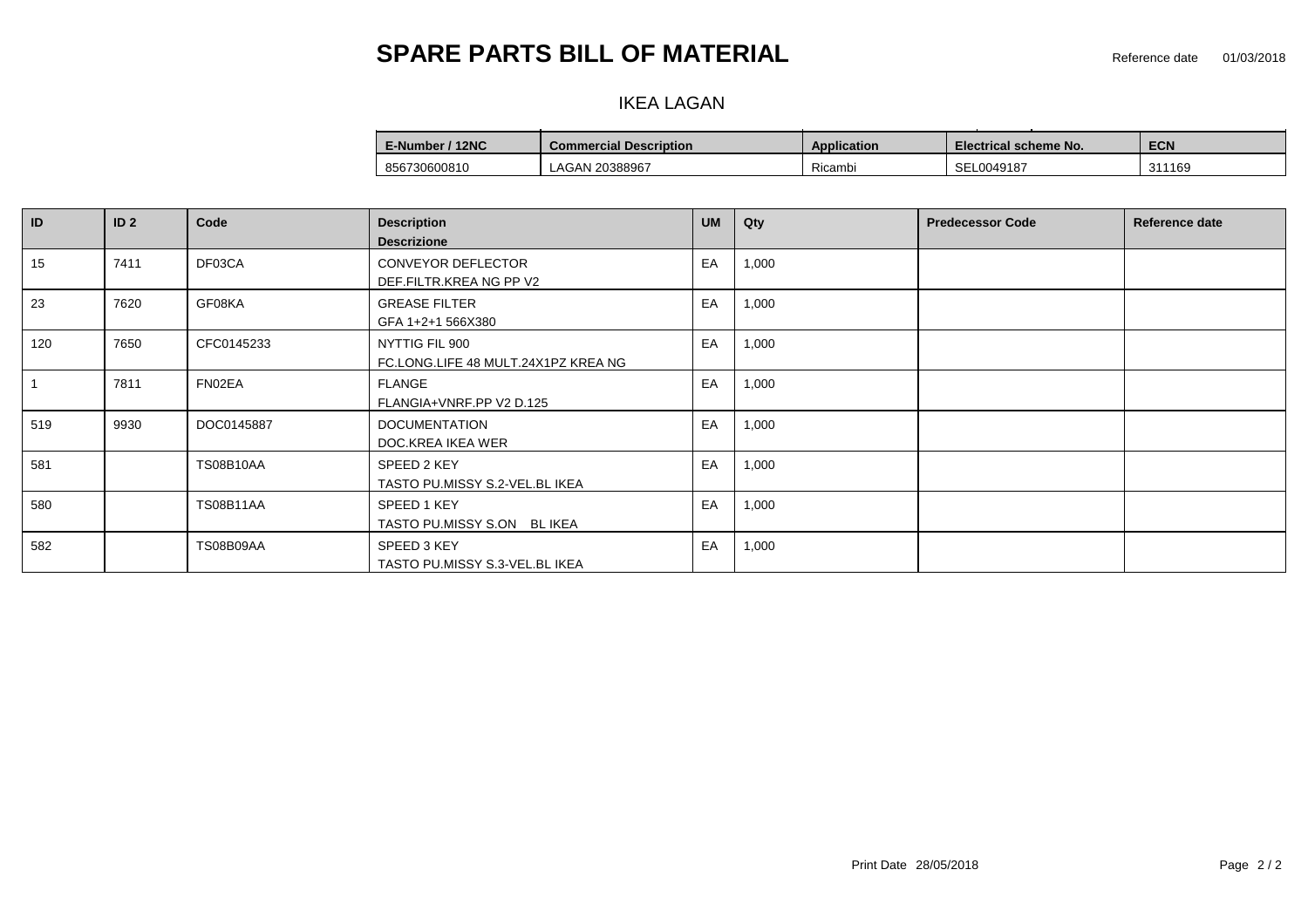# SPARE PARTS BILL OF MATERIAL

Reference date 01/03/2018

IKEA LAGAN

| E-Number / 12NC | Commercial Description | Application | Electrical scheme No. | ECN |
|---|---|---|---|---|
| 856730600810 | LAGAN 20388967 | Ricambi | SEL0049187 | 311169 |

| ID | ID 2 | Code | Description<br>Descrizione | UM | Qty | Predecessor Code | Reference date |
|---|---|---|---|---|---|---|---|
| 15 | 7411 | DF03CA | CONVEYOR DEFLECTOR<br>DEF.FILTR.KREA NG PP V2 | EA | 1,000 | | |
| 23 | 7620 | GF08KA | GREASE FILTER<br>GFA 1+2+1 566X380 | EA | 1,000 | | |
| 120 | 7650 | CFC0145233 | NYTTIG FIL 900<br>FC.LONG.LIFE 48 MULT.24X1PZ KREA NG | EA | 1,000 | | |
| 1 | 7811 | FN02EA | FLANGE<br>FLANGIA+VNRF.PP V2 D.125 | EA | 1,000 | | |
| 519 | 9930 | DOC0145887 | DOCUMENTATION<br>DOC.KREA IKEA WER | EA | 1,000 | | |
| 581 | | TS08B10AA | SPEED 2 KEY<br>TASTO PU.MISSY S.2-VEL.BL IKEA | EA | 1,000 | | |
| 580 | | TS08B11AA | SPEED 1 KEY<br>TASTO PU.MISSY S.ON BL IKEA | EA | 1,000 | | |
| 582 | | TS08B09AA | SPEED 3 KEY<br>TASTO PU.MISSY S.3-VEL.BL IKEA | EA | 1,000 | | |

Print Date 28/05/2018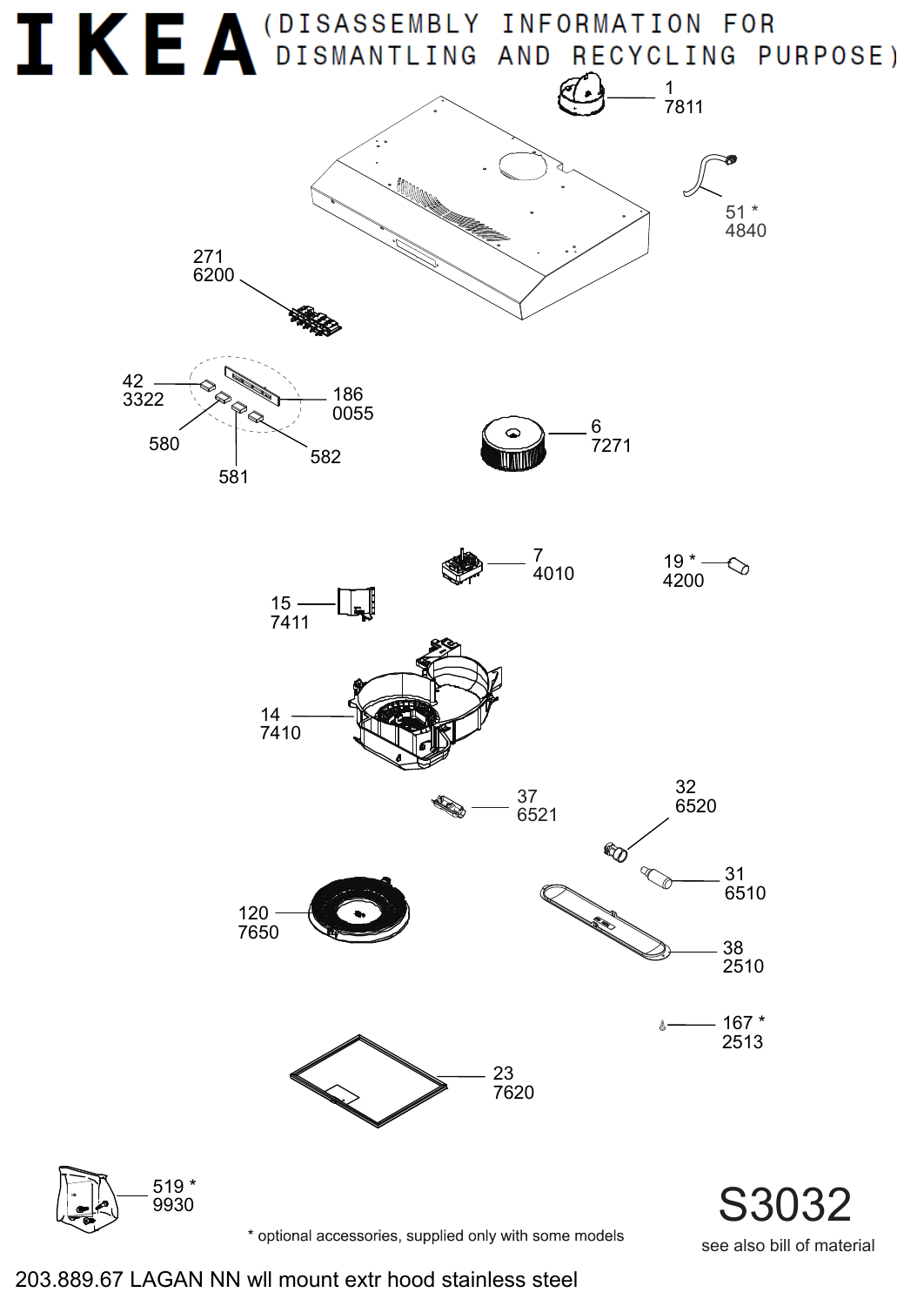# IKEA (DISASSEMBLY INFORMATION FOR DISMANTLING AND RECYCLING PURPOSE)

1
7811

51 *
4840

271
6200

42
3322

186
0055

580

581

582

6
7271

7
4010

19 *
4200

15
7411

14
7410

37
6521

32
6520

31
6510

120
7650

38
2510

167 *
2513

23
7620

519 *
9930

\* optional accessories, supplied only with some models

S3032

see also bill of material

203.889.67 LAGAN NN wll mount extr hood stainless steel